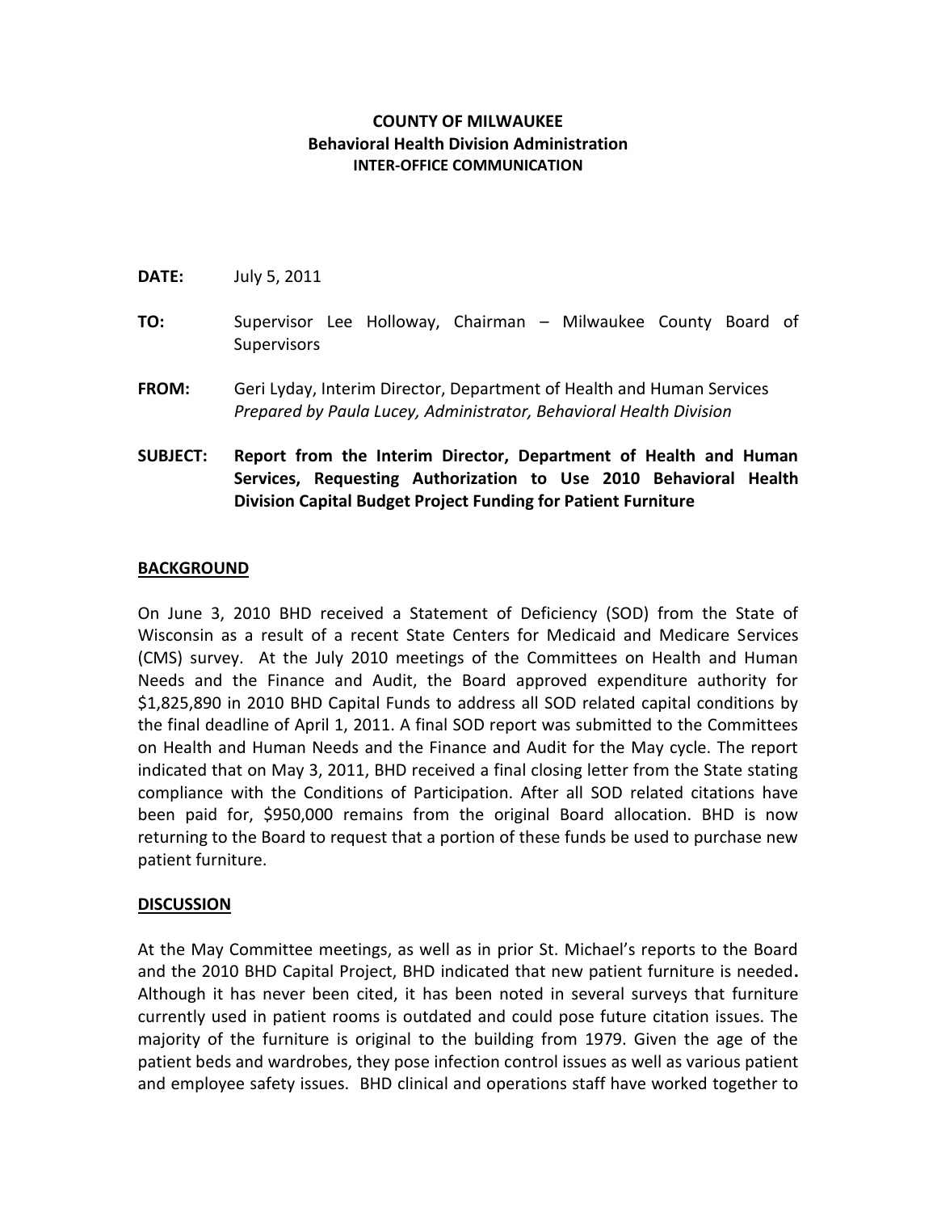**COUNTY OF MILWAUKEE**
**Behavioral Health Division Administration**
**INTER-OFFICE COMMUNICATION**

**DATE:** July 5, 2011

**TO:** Supervisor Lee Holloway, Chairman – Milwaukee County Board of Supervisors

**FROM:** Geri Lyday, Interim Director, Department of Health and Human Services
*Prepared by Paula Lucey, Administrator, Behavioral Health Division*

**SUBJECT: Report from the Interim Director, Department of Health and Human Services, Requesting Authorization to Use 2010 Behavioral Health Division Capital Budget Project Funding for Patient Furniture**

**BACKGROUND**

On June 3, 2010 BHD received a Statement of Deficiency (SOD) from the State of Wisconsin as a result of a recent State Centers for Medicaid and Medicare Services (CMS) survey. At the July 2010 meetings of the Committees on Health and Human Needs and the Finance and Audit, the Board approved expenditure authority for $1,825,890 in 2010 BHD Capital Funds to address all SOD related capital conditions by the final deadline of April 1, 2011. A final SOD report was submitted to the Committees on Health and Human Needs and the Finance and Audit for the May cycle. The report indicated that on May 3, 2011, BHD received a final closing letter from the State stating compliance with the Conditions of Participation. After all SOD related citations have been paid for, $950,000 remains from the original Board allocation. BHD is now returning to the Board to request that a portion of these funds be used to purchase new patient furniture.

**DISCUSSION**

At the May Committee meetings, as well as in prior St. Michael's reports to the Board and the 2010 BHD Capital Project, BHD indicated that new patient furniture is needed**.** Although it has never been cited, it has been noted in several surveys that furniture currently used in patient rooms is outdated and could pose future citation issues. The majority of the furniture is original to the building from 1979. Given the age of the patient beds and wardrobes, they pose infection control issues as well as various patient and employee safety issues. BHD clinical and operations staff have worked together to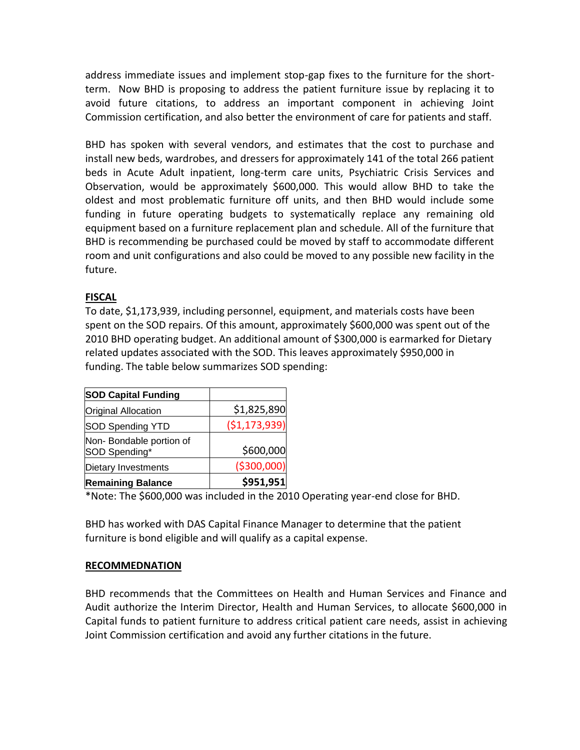address immediate issues and implement stop-gap fixes to the furniture for the short-term. Now BHD is proposing to address the patient furniture issue by replacing it to avoid future citations, to address an important component in achieving Joint Commission certification, and also better the environment of care for patients and staff.

BHD has spoken with several vendors, and estimates that the cost to purchase and install new beds, wardrobes, and dressers for approximately 141 of the total 266 patient beds in Acute Adult inpatient, long-term care units, Psychiatric Crisis Services and Observation, would be approximately $600,000. This would allow BHD to take the oldest and most problematic furniture off units, and then BHD would include some funding in future operating budgets to systematically replace any remaining old equipment based on a furniture replacement plan and schedule. All of the furniture that BHD is recommending be purchased could be moved by staff to accommodate different room and unit configurations and also could be moved to any possible new facility in the future.

## FISCAL

To date, $1,173,939, including personnel, equipment, and materials costs have been spent on the SOD repairs. Of this amount, approximately $600,000 was spent out of the 2010 BHD operating budget. An additional amount of $300,000 is earmarked for Dietary related updates associated with the SOD. This leaves approximately $950,000 in funding. The table below summarizes SOD spending:

| **SOD Capital Funding** | |
|---|---|
| Original Allocation | $1,825,890 |
| SOD Spending YTD | ($1,173,939) |
| Non- Bondable portion of SOD Spending* | $600,000 |
| Dietary Investments | ($300,000) |
| **Remaining Balance** | **$951,951** |

*Note: The $600,000 was included in the 2010 Operating year-end close for BHD.

BHD has worked with DAS Capital Finance Manager to determine that the patient furniture is bond eligible and will qualify as a capital expense.

## RECOMMEDNATION

BHD recommends that the Committees on Health and Human Services and Finance and Audit authorize the Interim Director, Health and Human Services, to allocate $600,000 in Capital funds to patient furniture to address critical patient care needs, assist in achieving Joint Commission certification and avoid any further citations in the future.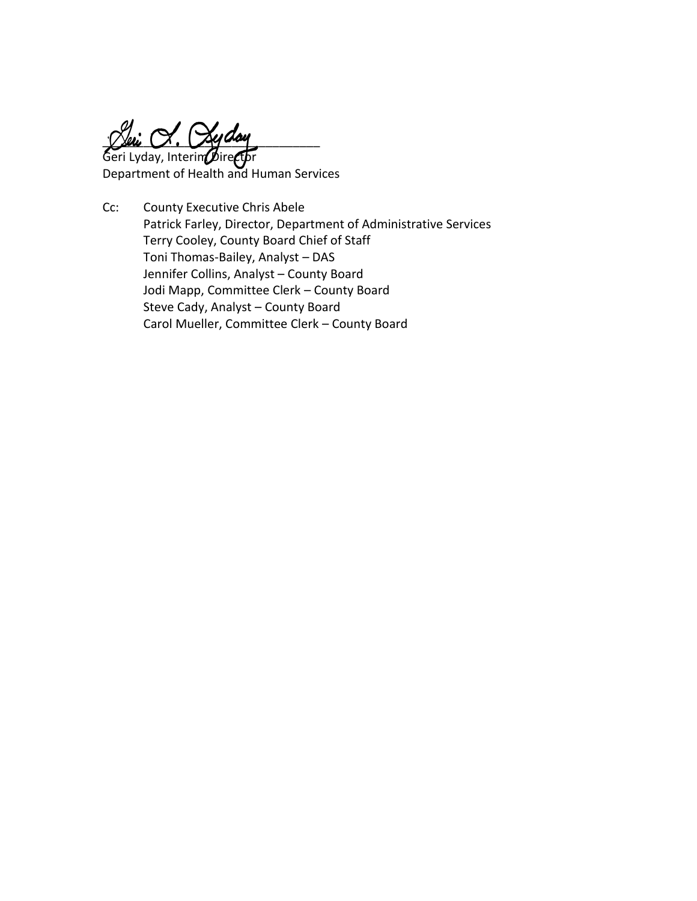Geri Lyday, Interim Director
Department of Health and Human Services

Cc: County Executive Chris Abele
Patrick Farley, Director, Department of Administrative Services
Terry Cooley, County Board Chief of Staff
Toni Thomas-Bailey, Analyst – DAS
Jennifer Collins, Analyst – County Board
Jodi Mapp, Committee Clerk – County Board
Steve Cady, Analyst – County Board
Carol Mueller, Committee Clerk – County Board